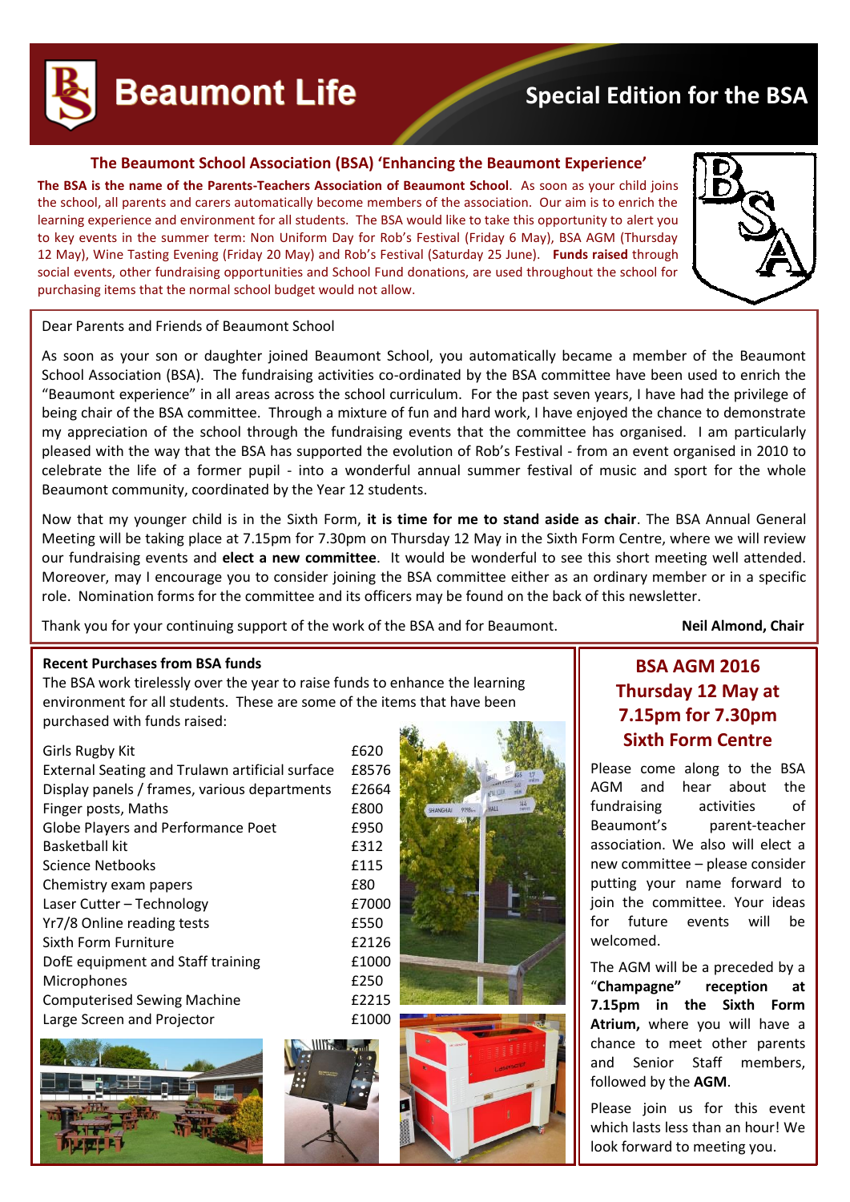# Beaumont Life

## Special Edition for the BSA

### The Beaumont School Association (BSA) 'Enhancing the Beaumont Experience'

**The BSA is the name of the Parents-Teachers Association of Beaumont School**. As soon as your child joins the school, all parents and carers automatically become members of the association. Our aim is to enrich the learning experience and environment for all students. The BSA would like to take this opportunity to alert you to key events in the summer term: Non Uniform Day for Rob's Festival (Friday 6 May), BSA AGM (Thursday 12 May), Wine Tasting Evening (Friday 20 May) and Rob's Festival (Saturday 25 June). **Funds raised** through social events, other fundraising opportunities and School Fund donations, are used throughout the school for purchasing items that the normal school budget would not allow.

Dear Parents and Friends of Beaumont School

As soon as your son or daughter joined Beaumont School, you automatically became a member of the Beaumont School Association (BSA). The fundraising activities co-ordinated by the BSA committee have been used to enrich the "Beaumont experience" in all areas across the school curriculum. For the past seven years, I have had the privilege of being chair of the BSA committee. Through a mixture of fun and hard work, I have enjoyed the chance to demonstrate my appreciation of the school through the fundraising events that the committee has organised. I am particularly pleased with the way that the BSA has supported the evolution of Rob's Festival - from an event organised in 2010 to celebrate the life of a former pupil - into a wonderful annual summer festival of music and sport for the whole Beaumont community, coordinated by the Year 12 students.

Now that my younger child is in the Sixth Form, **it is time for me to stand aside as chair**. The BSA Annual General Meeting will be taking place at 7.15pm for 7.30pm on Thursday 12 May in the Sixth Form Centre, where we will review our fundraising events and **elect a new committee**. It would be wonderful to see this short meeting well attended. Moreover, may I encourage you to consider joining the BSA committee either as an ordinary member or in a specific role. Nomination forms for the committee and its officers may be found on the back of this newsletter.

Thank you for your continuing support of the work of the BSA and for Beaumont.

**Neil Almond, Chair**

### Recent Purchases from BSA funds

The BSA work tirelessly over the year to raise funds to enhance the learning environment for all students. These are some of the items that have been purchased with funds raised:

| Item | Cost |
|---|---|
| Girls Rugby Kit | £620 |
| External Seating and Trulawn artificial surface | £8576 |
| Display panels / frames, various departments | £2664 |
| Finger posts, Maths | £800 |
| Globe Players and Performance Poet | £950 |
| Basketball kit | £312 |
| Science Netbooks | £115 |
| Chemistry exam papers | £80 |
| Laser Cutter – Technology | £7000 |
| Yr7/8 Online reading tests | £550 |
| Sixth Form Furniture | £2126 |
| DofE equipment and Staff training | £1000 |
| Microphones | £250 |
| Computerised Sewing Machine | £2215 |
| Large Screen and Projector | £1000 |

### BSA AGM 2016 Thursday 12 May at 7.15pm for 7.30pm Sixth Form Centre

Please come along to the BSA AGM and hear about the fundraising activities of Beaumont's parent-teacher association. We also will elect a new committee – please consider putting your name forward to join the committee. Your ideas for future events will be welcomed.

The AGM will be a preceded by a "**Champagne"** reception **at 7.15pm in the Sixth Form Atrium,** where you will have a chance to meet other parents and Senior Staff members, followed by the **AGM**.

Please join us for this event which lasts less than an hour! We look forward to meeting you.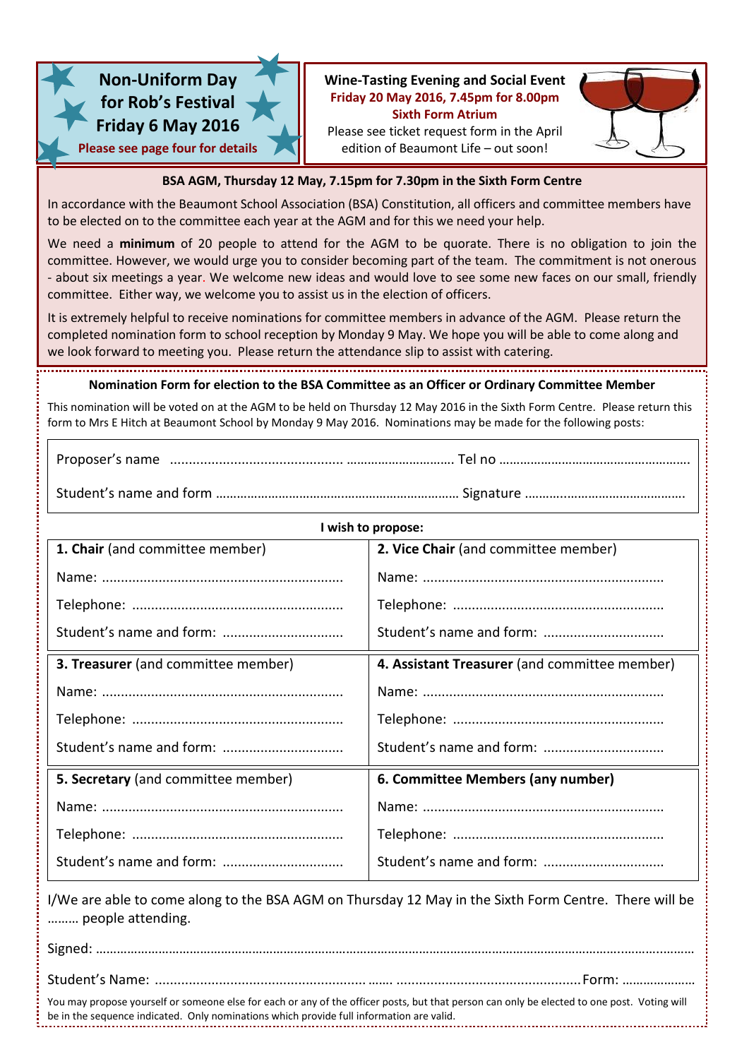## Non-Uniform Day for Rob's Festival Friday 6 May 2016

**Please see page four for details**

## Wine-Tasting Evening and Social Event

**Friday 20 May 2016, 7.45pm for 8.00pm**
**Sixth Form Atrium**

Please see ticket request form in the April edition of Beaumont Life – out soon!

### BSA AGM, Thursday 12 May, 7.15pm for 7.30pm in the Sixth Form Centre

In accordance with the Beaumont School Association (BSA) Constitution, all officers and committee members have to be elected on to the committee each year at the AGM and for this we need your help.

We need a **minimum** of 20 people to attend for the AGM to be quorate. There is no obligation to join the committee. However, we would urge you to consider becoming part of the team. The commitment is not onerous - about six meetings a year. We welcome new ideas and would love to see some new faces on our small, friendly committee. Either way, we welcome you to assist us in the election of officers.

It is extremely helpful to receive nominations for committee members in advance of the AGM. Please return the completed nomination form to school reception by Monday 9 May. We hope you will be able to come along and we look forward to meeting you. Please return the attendance slip to assist with catering.

### Nomination Form for election to the BSA Committee as an Officer or Ordinary Committee Member

This nomination will be voted on at the AGM to be held on Thursday 12 May 2016 in the Sixth Form Centre. Please return this form to Mrs E Hitch at Beaumont School by Monday 9 May 2016. Nominations may be made for the following posts:

Proposer's name ............................................ ............................. Tel no .....................................................

Student's name and form ................................................................... Signature ............................................

**I wish to propose:**

| **1. Chair** (and committee member) | **2. Vice Chair** (and committee member) |
|---|---|
| Name: ............................................................... | Name: ............................................................... |
| Telephone: ....................................................... | Telephone: ....................................................... |
| Student's name and form: ............................... | Student's name and form: ............................... |
| **3. Treasurer** (and committee member) | **4. Assistant Treasurer** (and committee member) |
| Name: ............................................................... | Name: ............................................................... |
| Telephone: ....................................................... | Telephone: ....................................................... |
| Student's name and form: ............................... | Student's name and form: ............................... |
| **5. Secretary** (and committee member) | **6. Committee Members (any number)** |
| Name: ............................................................... | Name: ............................................................... |
| Telephone: ....................................................... | Telephone: ....................................................... |
| Student's name and form: ............................... | Student's name and form: ............................... |

I/We are able to come along to the BSA AGM on Thursday 12 May in the Sixth Form Centre. There will be ……… people attending.

Signed: ……………………………………………………………………………………………………………………………………………

Student's Name: ....................................................... ……. ................................................Form: …………………

You may propose yourself or someone else for each or any of the officer posts, but that person can only be elected to one post. Voting will be in the sequence indicated. Only nominations which provide full information are valid.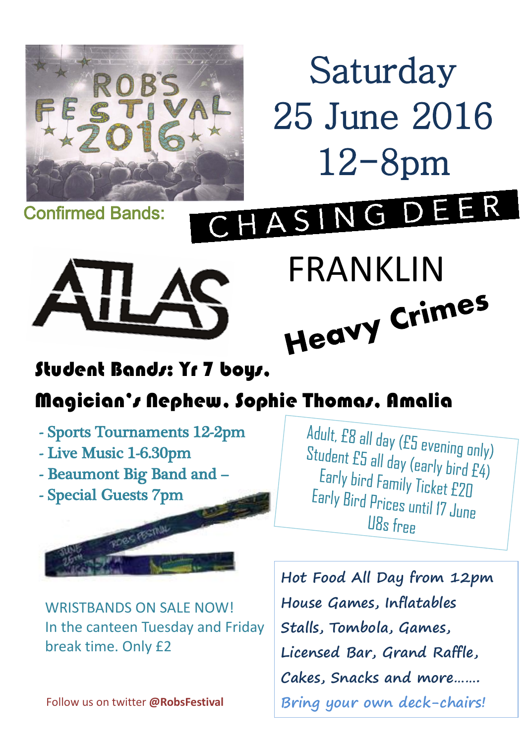# Saturday 25 June 2016 12-8pm

ROBS FESTIVAL 2016

**Confirmed Bands:**

CHASING DEER

ATLAS

FRANKLIN

Heavy Crimes

**Student Bands: Yr 7 boys, Magician's Nephew, Sophie Thomas, Amalia**

- Sports Tournaments 12-2pm
- Live Music 1-6.30pm
- Beaumont Big Band and –
- Special Guests 7pm

Adult, £8 all day (£5 evening only)
Student £5 all day (early bird £4)
Early bird Family Ticket £20
Early Bird Prices until 17 June
U8s free

WRISTBANDS ON SALE NOW!
In the canteen Tuesday and Friday break time. Only £2

Hot Food All Day from 12pm
House Games, Inflatables
Stalls, Tombola, Games,
Licensed Bar, Grand Raffle,
Cakes, Snacks and more…….
*Bring your own deck-chairs!*

Follow us on twitter **@RobsFestival**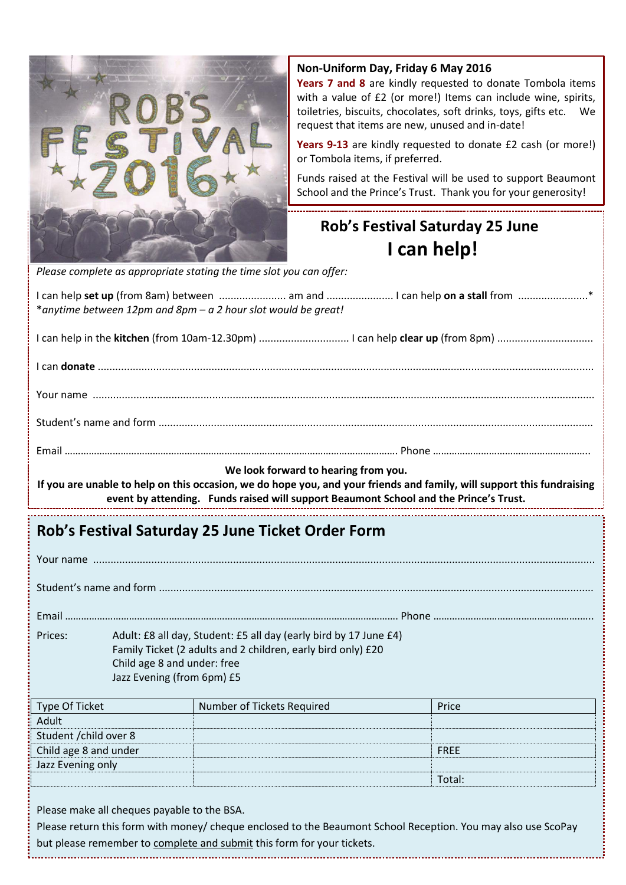**Non-Uniform Day, Friday 6 May 2016**

**Years 7 and 8** are kindly requested to donate Tombola items with a value of £2 (or more!) Items can include wine, spirits, toiletries, biscuits, chocolates, soft drinks, toys, gifts etc. We request that items are new, unused and in-date!

**Years 9-13** are kindly requested to donate £2 cash (or more!) or Tombola items, if preferred.

Funds raised at the Festival will be used to support Beaumont School and the Prince's Trust. Thank you for your generosity!

## Rob's Festival Saturday 25 June

# I can help!

*Please complete as appropriate stating the time slot you can offer:*

I can help **set up** (from 8am) between ...................... am and ...................... I can help **on a stall** from .......................*
**anytime between 12pm and 8pm – a 2 hour slot would be great!*

I can help in the **kitchen** (from 10am-12.30pm) .............................. I can help **clear up** (from 8pm) ................................

I can **donate** ...........................................................................................................................................................

Your name ..............................................................................................................................................................

Student's name and form ..........................................................................................................................................

Email ....................................................................................................................... Phone .......................................................

**We look forward to hearing from you.**

**If you are unable to help on this occasion, we do hope you, and your friends and family, will support this fundraising event by attending. Funds raised will support Beaumont School and the Prince's Trust.**

## Rob's Festival Saturday 25 June Ticket Order Form

Your name ..............................................................................................................................................................

Student's name and form ..........................................................................................................................................

Email ....................................................................................................................... Phone .......................................................

Prices:
Adult: £8 all day, Student: £5 all day (early bird by 17 June £4)
Family Ticket (2 adults and 2 children, early bird only) £20
Child age 8 and under: free
Jazz Evening (from 6pm) £5

| Type Of Ticket | Number of Tickets Required | Price |
|---|---|---|
| Adult | | |
| Student /child over 8 | | |
| Child age 8 and under | | FREE |
| Jazz Evening only | | |
| | | Total: |

Please make all cheques payable to the BSA.
Please return this form with money/ cheque enclosed to the Beaumont School Reception. You may also use ScoPay but please remember to complete and submit this form for your tickets.